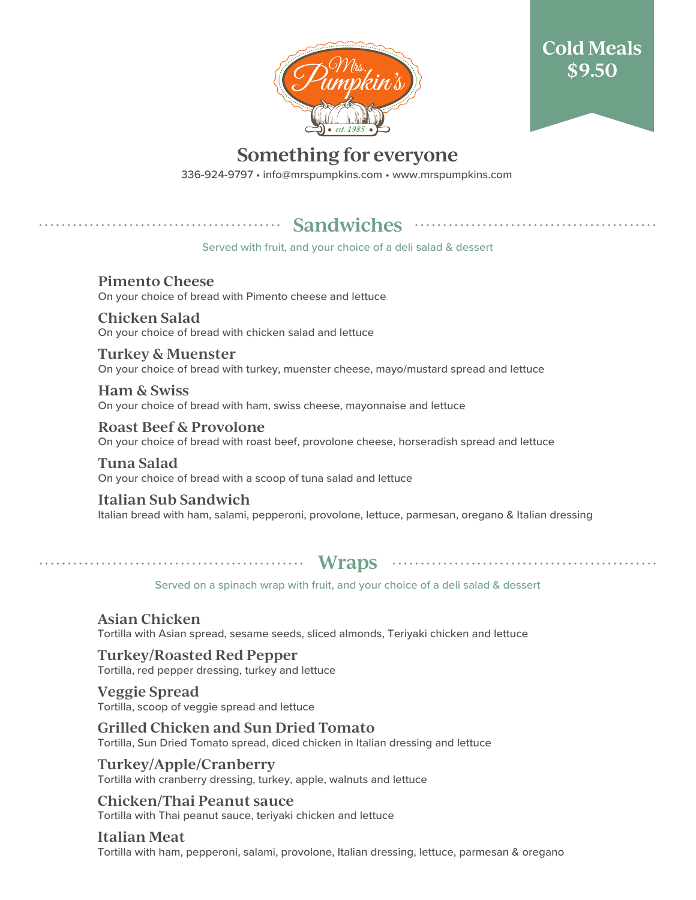Mrs. Pumpkin's
est. 1985

**Cold Meals $9.50**

# Something for everyone

336-924-9797 • info@mrspumpkins.com • www.mrspumpkins.com

## Sandwiches

Served with fruit, and your choice of a deli salad & dessert

### Pimento Cheese
On your choice of bread with Pimento cheese and lettuce

### Chicken Salad
On your choice of bread with chicken salad and lettuce

### Turkey & Muenster
On your choice of bread with turkey, muenster cheese, mayo/mustard spread and lettuce

### Ham & Swiss
On your choice of bread with ham, swiss cheese, mayonnaise and lettuce

### Roast Beef & Provolone
On your choice of bread with roast beef, provolone cheese, horseradish spread and lettuce

### Tuna Salad
On your choice of bread with a scoop of tuna salad and lettuce

### Italian Sub Sandwich
Italian bread with ham, salami, pepperoni, provolone, lettuce, parmesan, oregano & Italian dressing

## Wraps

Served on a spinach wrap with fruit, and your choice of a deli salad & dessert

### Asian Chicken
Tortilla with Asian spread, sesame seeds, sliced almonds, Teriyaki chicken and lettuce

### Turkey/Roasted Red Pepper
Tortilla, red pepper dressing, turkey and lettuce

### Veggie Spread
Tortilla, scoop of veggie spread and lettuce

### Grilled Chicken and Sun Dried Tomato
Tortilla, Sun Dried Tomato spread, diced chicken in Italian dressing and lettuce

### Turkey/Apple/Cranberry
Tortilla with cranberry dressing, turkey, apple, walnuts and lettuce

### Chicken/Thai Peanut sauce
Tortilla with Thai peanut sauce, teriyaki chicken and lettuce

### Italian Meat
Tortilla with ham, pepperoni, salami, provolone, Italian dressing, lettuce, parmesan & oregano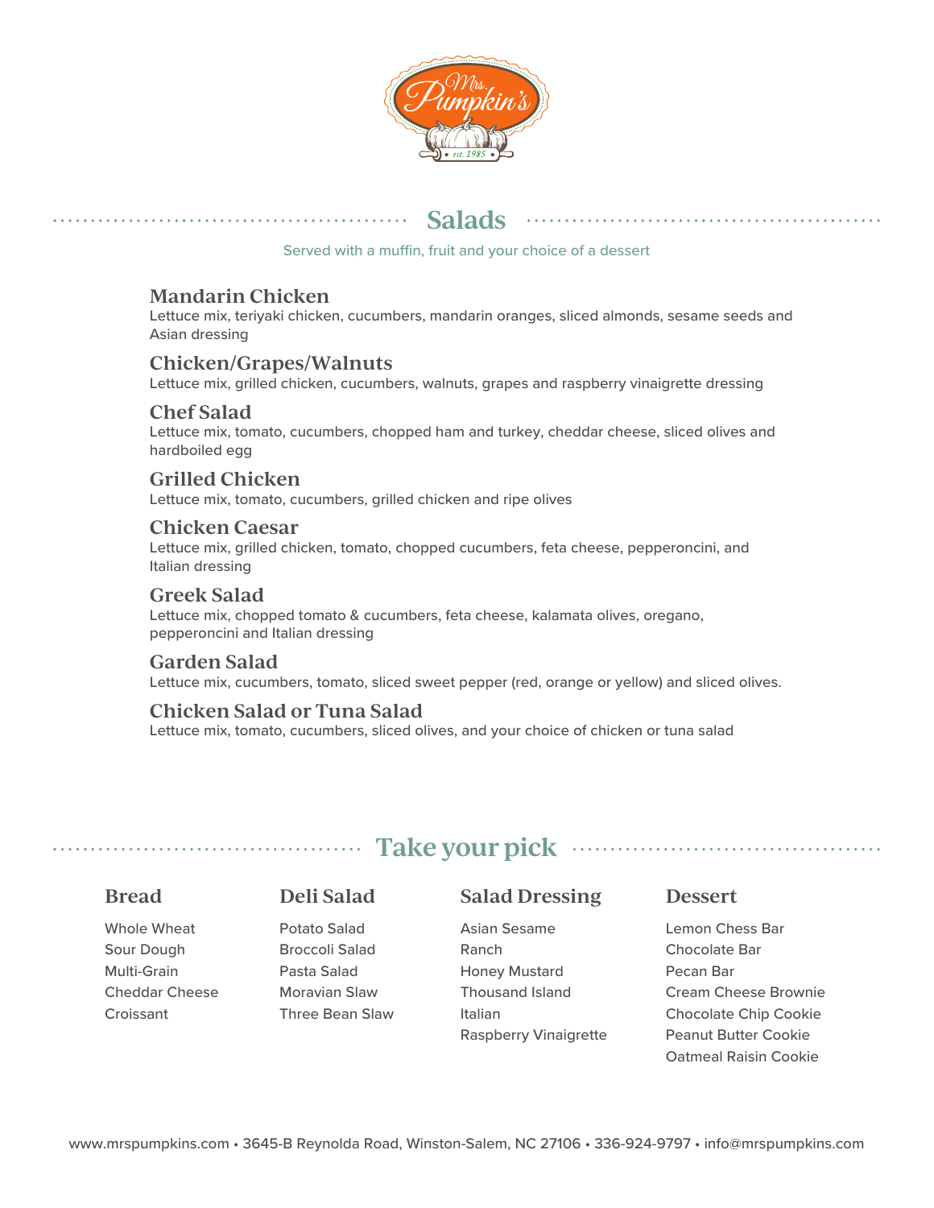## Salads

Served with a muffin, fruit and your choice of a dessert

### Mandarin Chicken
Lettuce mix, teriyaki chicken, cucumbers, mandarin oranges, sliced almonds, sesame seeds and Asian dressing

### Chicken/Grapes/Walnuts
Lettuce mix, grilled chicken, cucumbers, walnuts, grapes and raspberry vinaigrette dressing

### Chef Salad
Lettuce mix, tomato, cucumbers, chopped ham and turkey, cheddar cheese, sliced olives and hardboiled egg

### Grilled Chicken
Lettuce mix, tomato, cucumbers, grilled chicken and ripe olives

### Chicken Caesar
Lettuce mix, grilled chicken, tomato, chopped cucumbers, feta cheese, pepperoncini, and Italian dressing

### Greek Salad
Lettuce mix, chopped tomato & cucumbers, feta cheese, kalamata olives, oregano, pepperoncini and Italian dressing

### Garden Salad
Lettuce mix, cucumbers, tomato, sliced sweet pepper (red, orange or yellow) and sliced olives.

### Chicken Salad or Tuna Salad
Lettuce mix, tomato, cucumbers, sliced olives, and your choice of chicken or tuna salad

## Take your pick

### Bread
- Whole Wheat
- Sour Dough
- Multi-Grain
- Cheddar Cheese
- Croissant

### Deli Salad
- Potato Salad
- Broccoli Salad
- Pasta Salad
- Moravian Slaw
- Three Bean Slaw

### Salad Dressing
- Asian Sesame
- Ranch
- Honey Mustard
- Thousand Island
- Italian
- Raspberry Vinaigrette

### Dessert
- Lemon Chess Bar
- Chocolate Bar
- Pecan Bar
- Cream Cheese Brownie
- Chocolate Chip Cookie
- Peanut Butter Cookie
- Oatmeal Raisin Cookie

www.mrspumpkins.com • 3645-B Reynolda Road, Winston-Salem, NC 27106 • 336-924-9797 • info@mrspumpkins.com